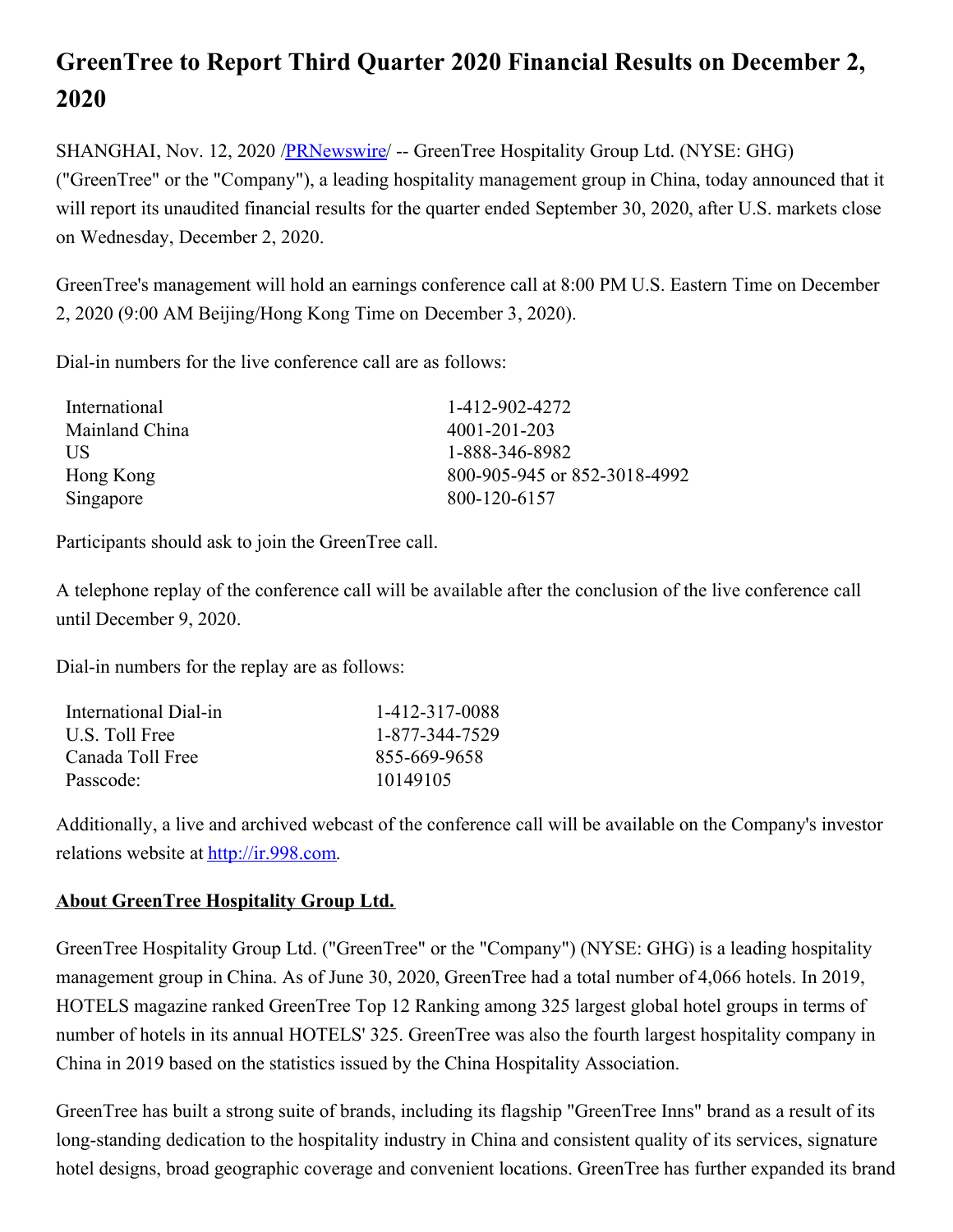# GreenTree to Report Third Quarter 2020 Financial Results on December 2, 2020

SHANGHAI, Nov. 12, 2020 /PRNewswire/ -- GreenTree Hospitality Group Ltd. (NYSE: GHG) ("GreenTree" or the "Company"), a leading hospitality management group in China, today announced that it will report its unaudited financial results for the quarter ended September 30, 2020, after U.S. markets close on Wednesday, December 2, 2020.

GreenTree's management will hold an earnings conference call at 8:00 PM U.S. Eastern Time on December 2, 2020 (9:00 AM Beijing/Hong Kong Time on December 3, 2020).

Dial-in numbers for the live conference call are as follows:

| | |
|---|---|
| International | 1-412-902-4272 |
| Mainland China | 4001-201-203 |
| US | 1-888-346-8982 |
| Hong Kong | 800-905-945 or 852-3018-4992 |
| Singapore | 800-120-6157 |

Participants should ask to join the GreenTree call.

A telephone replay of the conference call will be available after the conclusion of the live conference call until December 9, 2020.

Dial-in numbers for the replay are as follows:

| | |
|---|---|
| International Dial-in | 1-412-317-0088 |
| U.S. Toll Free | 1-877-344-7529 |
| Canada Toll Free | 855-669-9658 |
| Passcode: | 10149105 |

Additionally, a live and archived webcast of the conference call will be available on the Company's investor relations website at http://ir.998.com.

## About GreenTree Hospitality Group Ltd.

GreenTree Hospitality Group Ltd. ("GreenTree" or the "Company") (NYSE: GHG) is a leading hospitality management group in China. As of June 30, 2020, GreenTree had a total number of 4,066 hotels. In 2019, HOTELS magazine ranked GreenTree Top 12 Ranking among 325 largest global hotel groups in terms of number of hotels in its annual HOTELS' 325. GreenTree was also the fourth largest hospitality company in China in 2019 based on the statistics issued by the China Hospitality Association.

GreenTree has built a strong suite of brands, including its flagship "GreenTree Inns" brand as a result of its long-standing dedication to the hospitality industry in China and consistent quality of its services, signature hotel designs, broad geographic coverage and convenient locations. GreenTree has further expanded its brand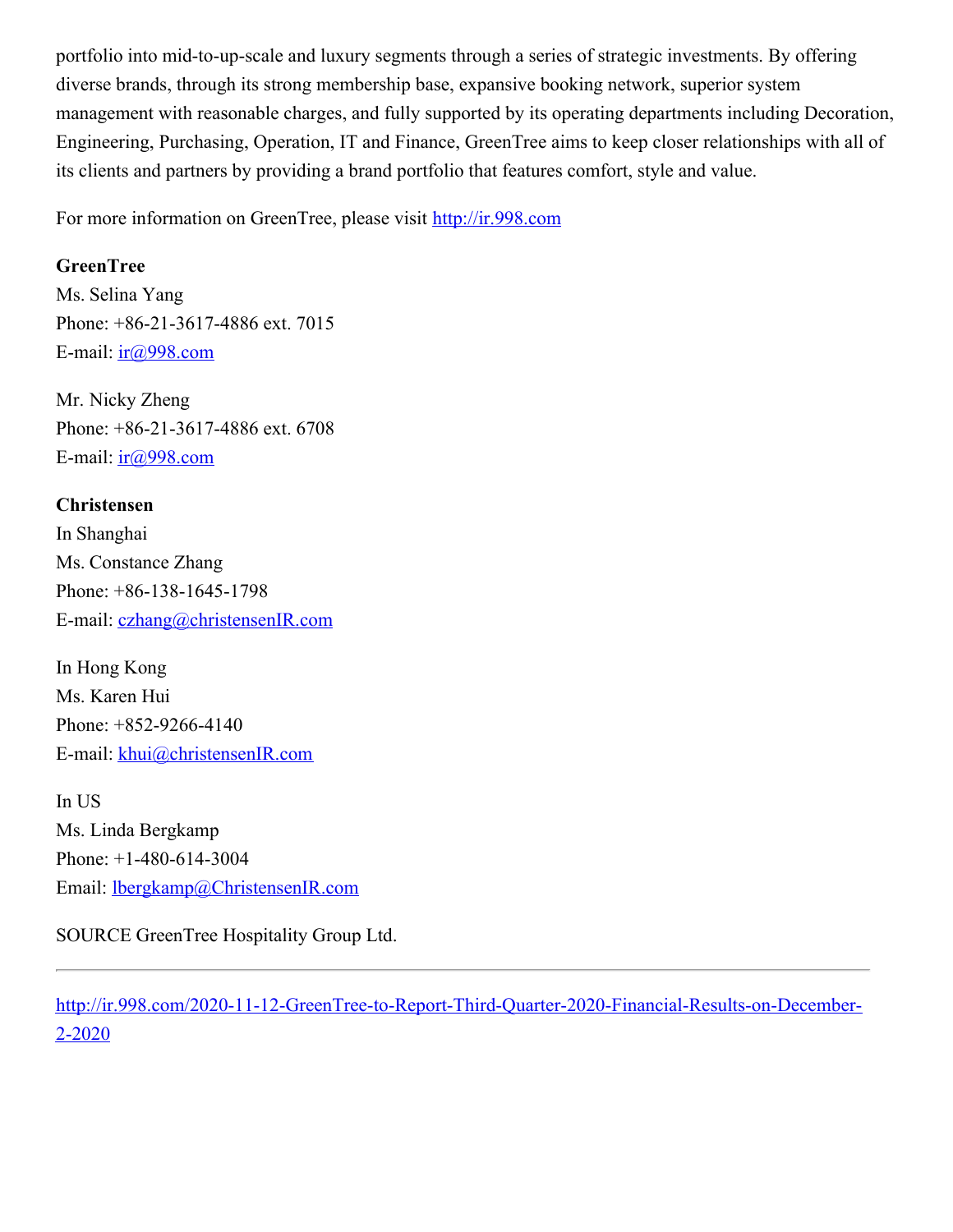portfolio into mid-to-up-scale and luxury segments through a series of strategic investments. By offering diverse brands, through its strong membership base, expansive booking network, superior system management with reasonable charges, and fully supported by its operating departments including Decoration, Engineering, Purchasing, Operation, IT and Finance, GreenTree aims to keep closer relationships with all of its clients and partners by providing a brand portfolio that features comfort, style and value.

For more information on GreenTree, please visit http://ir.998.com

**GreenTree**
Ms. Selina Yang
Phone: +86-21-3617-4886 ext. 7015
E-mail: ir@998.com

Mr. Nicky Zheng
Phone: +86-21-3617-4886 ext. 6708
E-mail: ir@998.com

**Christensen**
In Shanghai
Ms. Constance Zhang
Phone: +86-138-1645-1798
E-mail: czhang@christensenIR.com

In Hong Kong
Ms. Karen Hui
Phone: +852-9266-4140
E-mail: khui@christensenIR.com

In US
Ms. Linda Bergkamp
Phone: +1-480-614-3004
Email: lbergkamp@ChristensenIR.com

SOURCE GreenTree Hospitality Group Ltd.

---

http://ir.998.com/2020-11-12-GreenTree-to-Report-Third-Quarter-2020-Financial-Results-on-December-2-2020